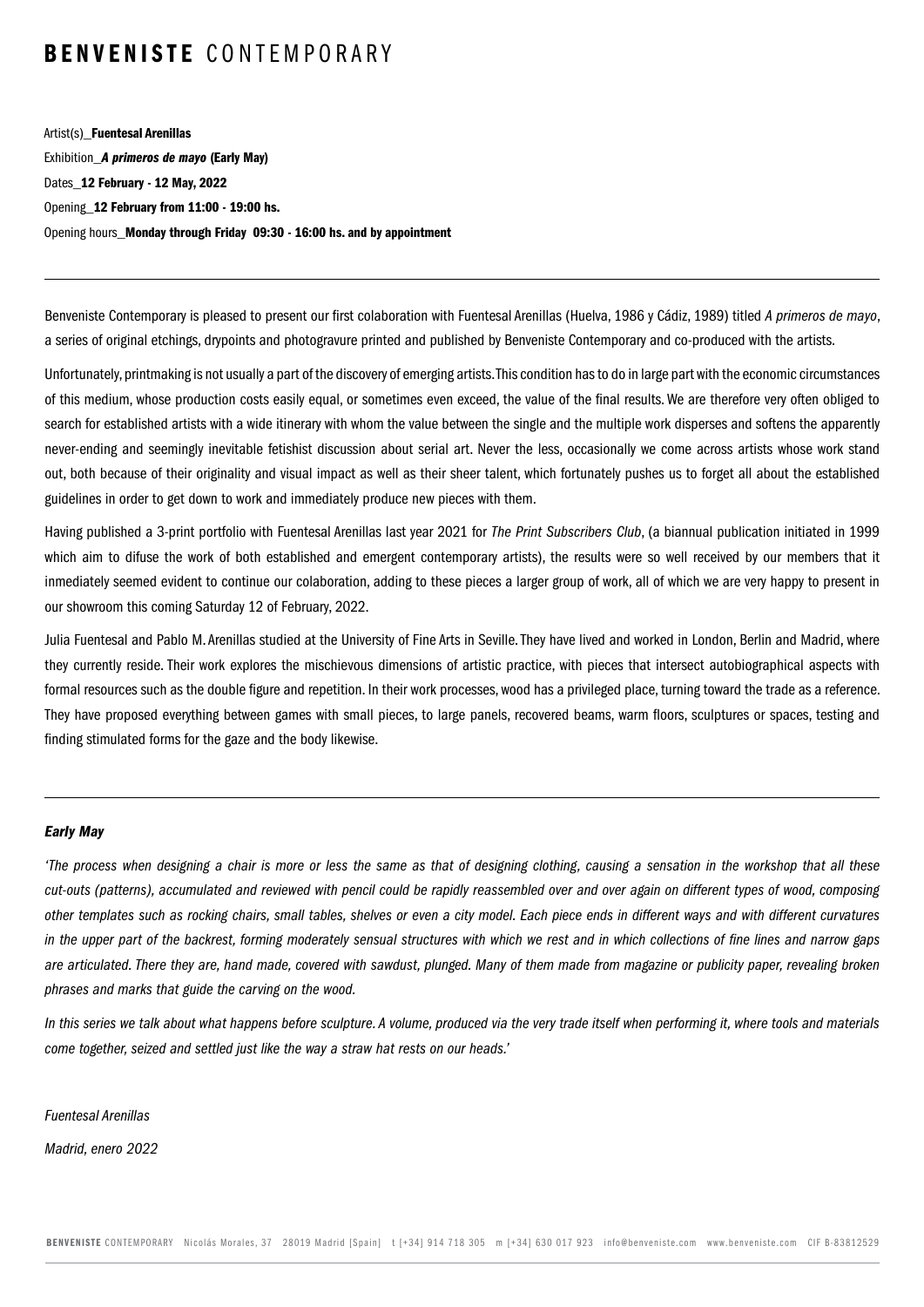# **BENVENISTE** CONTEMPORARY

Artist(s)_**Fuentesal Arenillas**
Exhibition_***A primeros de mayo* (Early May)**
Dates_**12 February - 12 May, 2022**
Opening_**12 February from 11:00 - 19:00 hs.**
Opening hours_**Monday through Friday 09:30 - 16:00 hs. and by appointment**

---

Benveniste Contemporary is pleased to present our first colaboration with Fuentesal Arenillas (Huelva, 1986 y Cádiz, 1989) titled *A primeros de mayo*, a series of original etchings, drypoints and photogravure printed and published by Benveniste Contemporary and co-produced with the artists.

Unfortunately, printmaking is not usually a part of the discovery of emerging artists. This condition has to do in large part with the economic circumstances of this medium, whose production costs easily equal, or sometimes even exceed, the value of the final results. We are therefore very often obliged to search for established artists with a wide itinerary with whom the value between the single and the multiple work disperses and softens the apparently never-ending and seemingly inevitable fetishist discussion about serial art. Never the less, occasionally we come across artists whose work stand out, both because of their originality and visual impact as well as their sheer talent, which fortunately pushes us to forget all about the established guidelines in order to get down to work and immediately produce new pieces with them.

Having published a 3-print portfolio with Fuentesal Arenillas last year 2021 for *The Print Subscribers Club*, (a biannual publication initiated in 1999 which aim to difuse the work of both established and emergent contemporary artists), the results were so well received by our members that it inmediately seemed evident to continue our colaboration, adding to these pieces a larger group of work, all of which we are very happy to present in our showroom this coming Saturday 12 of February, 2022.

Julia Fuentesal and Pablo M. Arenillas studied at the University of Fine Arts in Seville. They have lived and worked in London, Berlin and Madrid, where they currently reside. Their work explores the mischievous dimensions of artistic practice, with pieces that intersect autobiographical aspects with formal resources such as the double figure and repetition. In their work processes, wood has a privileged place, turning toward the trade as a reference. They have proposed everything between games with small pieces, to large panels, recovered beams, warm floors, sculptures or spaces, testing and finding stimulated forms for the gaze and the body likewise.

---

***Early May***

*'The process when designing a chair is more or less the same as that of designing clothing, causing a sensation in the workshop that all these cut-outs (patterns), accumulated and reviewed with pencil could be rapidly reassembled over and over again on different types of wood, composing other templates such as rocking chairs, small tables, shelves or even a city model. Each piece ends in different ways and with different curvatures in the upper part of the backrest, forming moderately sensual structures with which we rest and in which collections of fine lines and narrow gaps are articulated. There they are, hand made, covered with sawdust, plunged. Many of them made from magazine or publicity paper, revealing broken phrases and marks that guide the carving on the wood.*

*In this series we talk about what happens before sculpture. A volume, produced via the very trade itself when performing it, where tools and materials come together, seized and settled just like the way a straw hat rests on our heads.'*

*Fuentesal Arenillas*

*Madrid, enero 2022*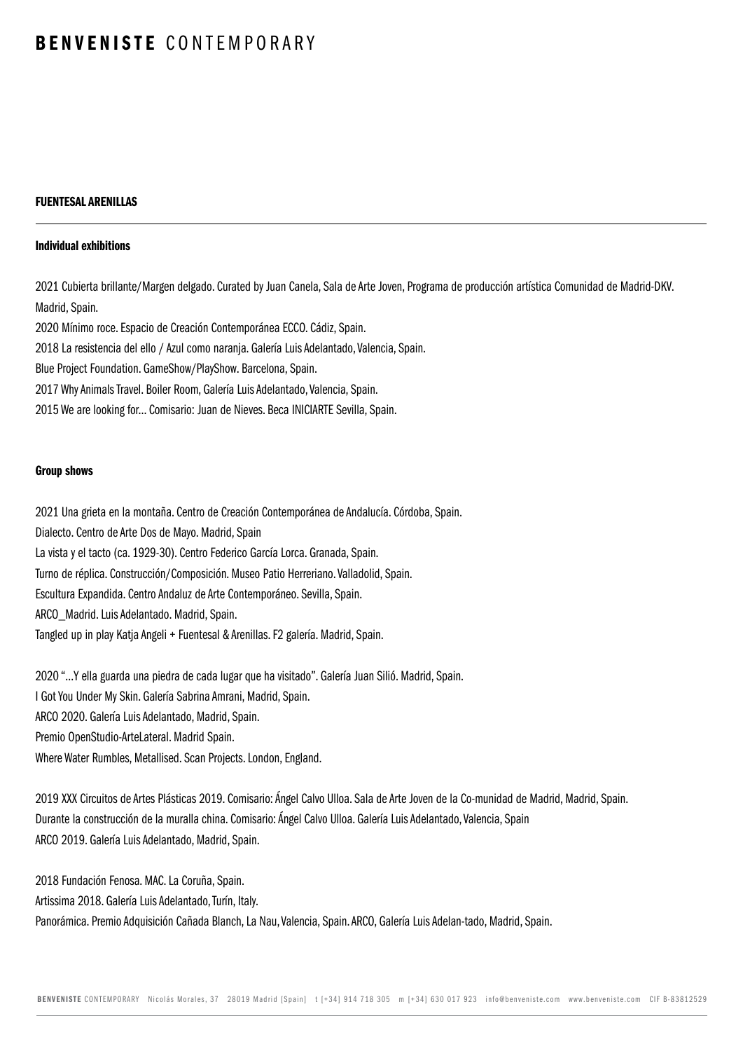# **BENVENISTE** CONTEMPORARY

**FUENTESAL ARENILLAS**

---

**Individual exhibitions**

2021 Cubierta brillante/Margen delgado. Curated by Juan Canela, Sala de Arte Joven, Programa de producción artística Comunidad de Madrid-DKV. Madrid, Spain.
2020 Mínimo roce. Espacio de Creación Contemporánea ECCO. Cádiz, Spain.
2018 La resistencia del ello / Azul como naranja. Galería Luis Adelantado, Valencia, Spain.
Blue Project Foundation. GameShow/PlayShow. Barcelona, Spain.
2017 Why Animals Travel. Boiler Room, Galería Luis Adelantado, Valencia, Spain.
2015 We are looking for... Comisario: Juan de Nieves. Beca INICIARTE Sevilla, Spain.

**Group shows**

2021 Una grieta en la montaña. Centro de Creación Contemporánea de Andalucía. Córdoba, Spain.
Dialecto. Centro de Arte Dos de Mayo. Madrid, Spain
La vista y el tacto (ca. 1929-30). Centro Federico García Lorca. Granada, Spain.
Turno de réplica. Construcción/Composición. Museo Patio Herreriano. Valladolid, Spain.
Escultura Expandida. Centro Andaluz de Arte Contemporáneo. Sevilla, Spain.
ARCO_Madrid. Luis Adelantado. Madrid, Spain.
Tangled up in play Katja Angeli + Fuentesal & Arenillas. F2 galería. Madrid, Spain.

2020 "...Y ella guarda una piedra de cada lugar que ha visitado". Galería Juan Silió. Madrid, Spain.
I Got You Under My Skin. Galería Sabrina Amrani, Madrid, Spain.
ARCO 2020. Galería Luis Adelantado, Madrid, Spain.
Premio OpenStudio-ArteLateral. Madrid Spain.
Where Water Rumbles, Metallised. Scan Projects. London, England.

2019 XXX Circuitos de Artes Plásticas 2019. Comisario: Ángel Calvo Ulloa. Sala de Arte Joven de la Co-munidad de Madrid, Madrid, Spain.
Durante la construcción de la muralla china. Comisario: Ángel Calvo Ulloa. Galería Luis Adelantado, Valencia, Spain
ARCO 2019. Galería Luis Adelantado, Madrid, Spain.

2018 Fundación Fenosa. MAC. La Coruña, Spain.
Artissima 2018. Galería Luis Adelantado, Turín, Italy.
Panorámica. Premio Adquisición Cañada Blanch, La Nau, Valencia, Spain. ARCO, Galería Luis Adelan-tado, Madrid, Spain.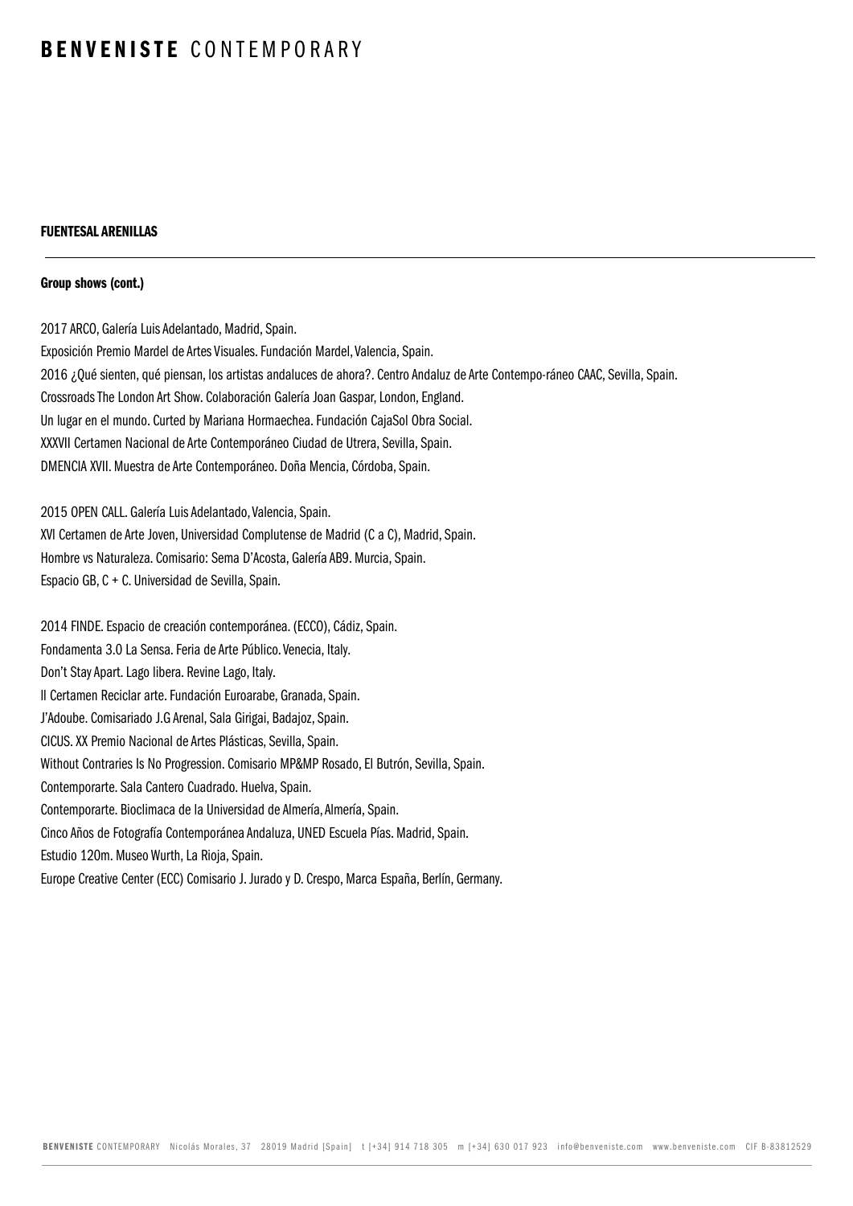**FUENTESAL ARENILLAS**

---

**Group shows (cont.)**

2017 ARCO, Galería Luis Adelantado, Madrid, Spain.
Exposición Premio Mardel de Artes Visuales. Fundación Mardel, Valencia, Spain.
2016 ¿Qué sienten, qué piensan, los artistas andaluces de ahora?. Centro Andaluz de Arte Contempo-ráneo CAAC, Sevilla, Spain.
Crossroads The London Art Show. Colaboración Galería Joan Gaspar, London, England.
Un lugar en el mundo. Curted by Mariana Hormaechea. Fundación CajaSol Obra Social.
XXXVII Certamen Nacional de Arte Contemporáneo Ciudad de Utrera, Sevilla, Spain.
DMENCIA XVII. Muestra de Arte Contemporáneo. Doña Mencia, Córdoba, Spain.

2015 OPEN CALL. Galería Luis Adelantado, Valencia, Spain.
XVI Certamen de Arte Joven, Universidad Complutense de Madrid (C a C), Madrid, Spain.
Hombre vs Naturaleza. Comisario: Sema D'Acosta, Galería AB9. Murcia, Spain.
Espacio GB, C + C. Universidad de Sevilla, Spain.

2014 FINDE. Espacio de creación contemporánea. (ECCO), Cádiz, Spain.
Fondamenta 3.0 La Sensa. Feria de Arte Público. Venecia, Italy.
Don't Stay Apart. Lago libera. Revine Lago, Italy.
II Certamen Reciclar arte. Fundación Euroarabe, Granada, Spain.
J'Adoube. Comisariado J.G Arenal, Sala Girigai, Badajoz, Spain.
CICUS. XX Premio Nacional de Artes Plásticas, Sevilla, Spain.
Without Contraries Is No Progression. Comisario MP&MP Rosado, El Butrón, Sevilla, Spain.
Contemporarte. Sala Cantero Cuadrado. Huelva, Spain.
Contemporarte. Bioclimaca de la Universidad de Almería, Almería, Spain.
Cinco Años de Fotografía Contemporánea Andaluza, UNED Escuela Pías. Madrid, Spain.
Estudio 120m. Museo Wurth, La Rioja, Spain.
Europe Creative Center (ECC) Comisario J. Jurado y D. Crespo, Marca España, Berlín, Germany.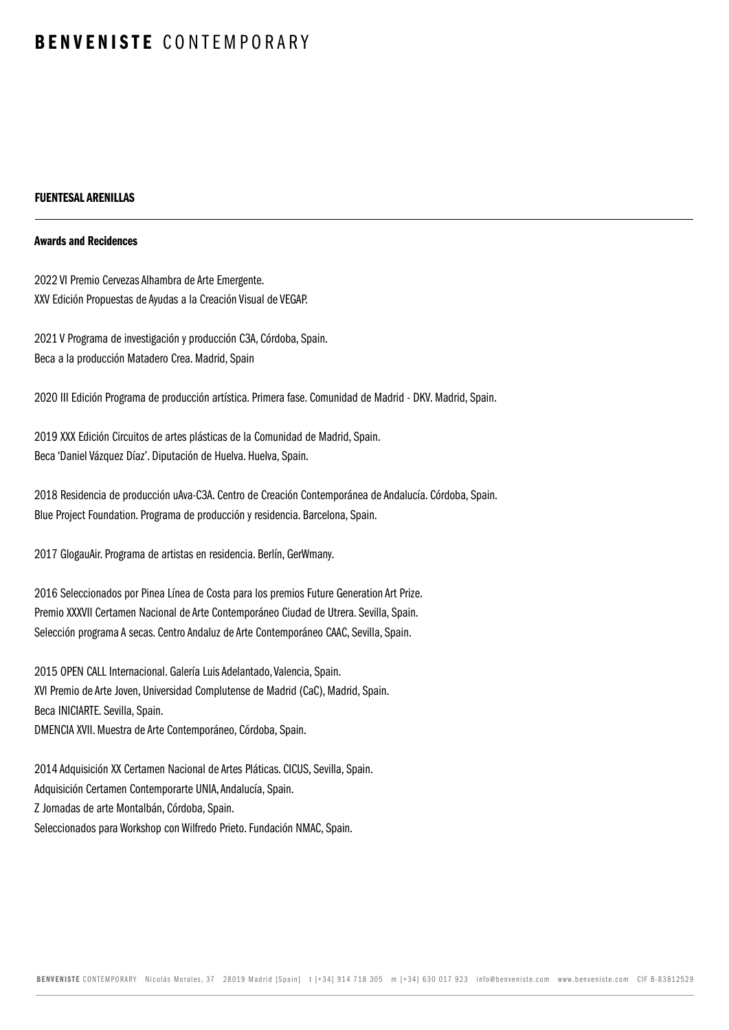# BENVENISTE CONTEMPORARY

## FUENTESAL ARENILLAS

### Awards and Recidences

2022 VI Premio Cervezas Alhambra de Arte Emergente.
XXV Edición Propuestas de Ayudas a la Creación Visual de VEGAP.

2021 V Programa de investigación y producción C3A, Córdoba, Spain.
Beca a la producción Matadero Crea. Madrid, Spain

2020 III Edición Programa de producción artística. Primera fase. Comunidad de Madrid - DKV. Madrid, Spain.

2019 XXX Edición Circuitos de artes plásticas de la Comunidad de Madrid, Spain.
Beca 'Daniel Vázquez Díaz'. Diputación de Huelva. Huelva, Spain.

2018 Residencia de producción uAva-C3A. Centro de Creación Contemporánea de Andalucía. Córdoba, Spain.
Blue Project Foundation. Programa de producción y residencia. Barcelona, Spain.

2017 GlogauAir. Programa de artistas en residencia. Berlín, GerWmany.

2016 Seleccionados por Pinea Línea de Costa para los premios Future Generation Art Prize.
Premio XXXVII Certamen Nacional de Arte Contemporáneo Ciudad de Utrera. Sevilla, Spain.
Selección programa A secas. Centro Andaluz de Arte Contemporáneo CAAC, Sevilla, Spain.

2015 OPEN CALL Internacional. Galería Luis Adelantado, Valencia, Spain.
XVI Premio de Arte Joven, Universidad Complutense de Madrid (CaC), Madrid, Spain.
Beca INICIARTE. Sevilla, Spain.
DMENCIA XVII. Muestra de Arte Contemporáneo, Córdoba, Spain.

2014 Adquisición XX Certamen Nacional de Artes Pláticas. CICUS, Sevilla, Spain.
Adquisición Certamen Contemporarte UNIA, Andalucía, Spain.
Z Jornadas de arte Montalbán, Córdoba, Spain.
Seleccionados para Workshop con Wilfredo Prieto. Fundación NMAC, Spain.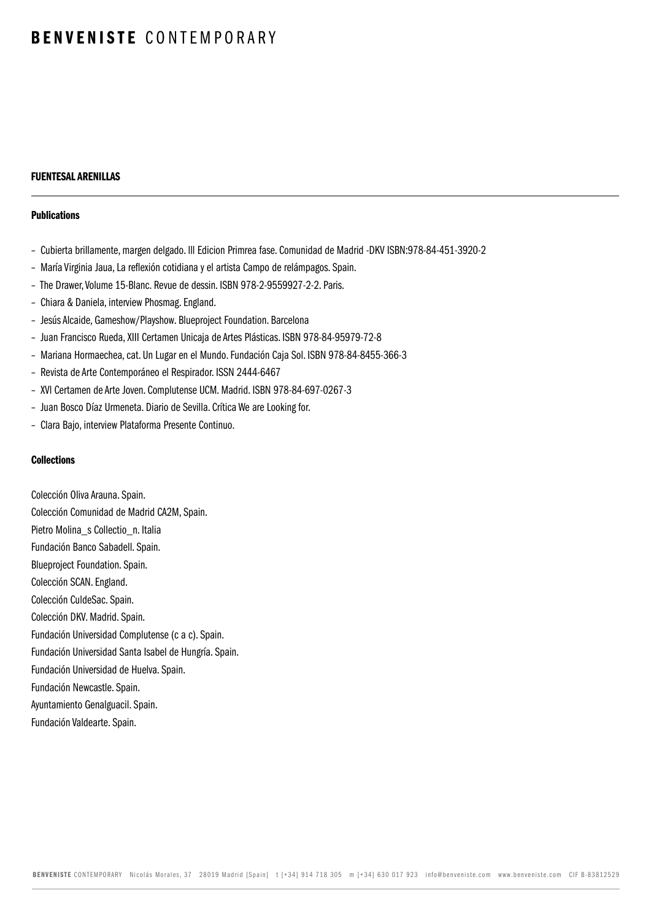# **BENVENISTE** CONTEMPORARY

**FUENTESAL ARENILLAS**

---

**Publications**

- Cubierta brillamente, margen delgado. III Edicion Primrea fase. Comunidad de Madrid -DKV ISBN:978-84-451-3920-2
- María Virginia Jaua, La reflexión cotidiana y el artista Campo de relámpagos. Spain.
- The Drawer, Volume 15-Blanc. Revue de dessin. ISBN 978-2-9559927-2-2. Paris.
- Chiara & Daniela, interview Phosmag. England.
- Jesús Alcaide, Gameshow/Playshow. Blueproject Foundation. Barcelona
- Juan Francisco Rueda, XIII Certamen Unicaja de Artes Plásticas. ISBN 978-84-95979-72-8
- Mariana Hormaechea, cat. Un Lugar en el Mundo. Fundación Caja Sol. ISBN 978-84-8455-366-3
- Revista de Arte Contemporáneo el Respirador. ISSN 2444-6467
- XVI Certamen de Arte Joven. Complutense UCM. Madrid. ISBN 978-84-697-0267-3
- Juan Bosco Díaz Urmeneta. Diario de Sevilla. Crítica We are Looking for.
- Clara Bajo, interview Plataforma Presente Continuo.

**Collections**

Colección Oliva Arauna. Spain.
Colección Comunidad de Madrid CA2M, Spain.
Pietro Molina_s Collectio_n. Italia
Fundación Banco Sabadell. Spain.
Blueproject Foundation. Spain.
Colección SCAN. England.
Colección CuldeSac. Spain.
Colección DKV. Madrid. Spain.
Fundación Universidad Complutense (c a c). Spain.
Fundación Universidad Santa Isabel de Hungría. Spain.
Fundación Universidad de Huelva. Spain.
Fundación Newcastle. Spain.
Ayuntamiento Genalguacil. Spain.
Fundación Valdearte. Spain.